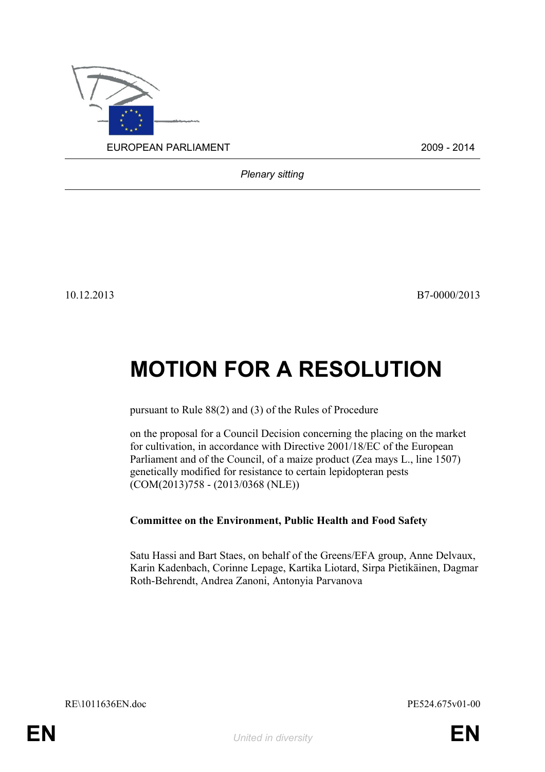EUROPEAN PARLIAMENT 2009 - 2014

*Plenary sitting*

10.12.2013 B7-0000/2013

# MOTION FOR A RESOLUTION

pursuant to Rule 88(2) and (3) of the Rules of Procedure

on the proposal for a Council Decision concerning the placing on the market for cultivation, in accordance with Directive 2001/18/EC of the European Parliament and of the Council, of a maize product (Zea mays L., line 1507) genetically modified for resistance to certain lepidopteran pests (COM(2013)758 - (2013/0368 (NLE))

**Committee on the Environment, Public Health and Food Safety**

Satu Hassi and Bart Staes, on behalf of the Greens/EFA group, Anne Delvaux, Karin Kadenbach, Corinne Lepage, Kartika Liotard, Sirpa Pietikäinen, Dagmar Roth-Behrendt, Andrea Zanoni, Antonyia Parvanova

RE\1011636EN.doc PE524.675v01-00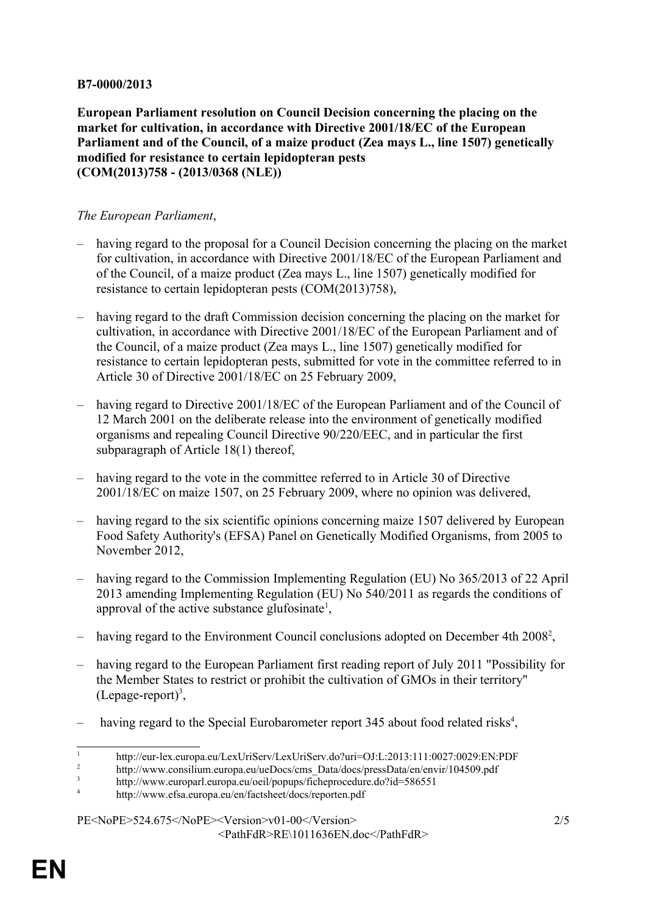**B7-0000/2013**

**European Parliament resolution on Council Decision concerning the placing on the market for cultivation, in accordance with Directive 2001/18/EC of the European Parliament and of the Council, of a maize product (Zea mays L., line 1507) genetically modified for resistance to certain lepidopteran pests (COM(2013)758 - (2013/0368 (NLE))**

*The European Parliament*,

– having regard to the proposal for a Council Decision concerning the placing on the market for cultivation, in accordance with Directive 2001/18/EC of the European Parliament and of the Council, of a maize product (Zea mays L., line 1507) genetically modified for resistance to certain lepidopteran pests (COM(2013)758),

– having regard to the draft Commission decision concerning the placing on the market for cultivation, in accordance with Directive 2001/18/EC of the European Parliament and of the Council, of a maize product (Zea mays L., line 1507) genetically modified for resistance to certain lepidopteran pests, submitted for vote in the committee referred to in Article 30 of Directive 2001/18/EC on 25 February 2009,

– having regard to Directive 2001/18/EC of the European Parliament and of the Council of 12 March 2001 on the deliberate release into the environment of genetically modified organisms and repealing Council Directive 90/220/EEC, and in particular the first subparagraph of Article 18(1) thereof,

– having regard to the vote in the committee referred to in Article 30 of Directive 2001/18/EC on maize 1507, on 25 February 2009, where no opinion was delivered,

– having regard to the six scientific opinions concerning maize 1507 delivered by European Food Safety Authority's (EFSA) Panel on Genetically Modified Organisms, from 2005 to November 2012,

– having regard to the Commission Implementing Regulation (EU) No 365/2013 of 22 April 2013 amending Implementing Regulation (EU) No 540/2011 as regards the conditions of approval of the active substance glufosinate[1],

– having regard to the Environment Council conclusions adopted on December 4th 2008[2],

– having regard to the European Parliament first reading report of July 2011 "Possibility for the Member States to restrict or prohibit the cultivation of GMOs in their territory" (Lepage-report)[3],

– having regard to the Special Eurobarometer report 345 about food related risks[4],

---

[1] http://eur-lex.europa.eu/LexUriServ/LexUriServ.do?uri=OJ:L:2013:111:0027:0029:EN:PDF

[2] http://www.consilium.europa.eu/ueDocs/cms_Data/docs/pressData/en/envir/104509.pdf

[3] http://www.europarl.europa.eu/oeil/popups/ficheprocedure.do?id=586551

[4] http://www.efsa.europa.eu/en/factsheet/docs/reporten.pdf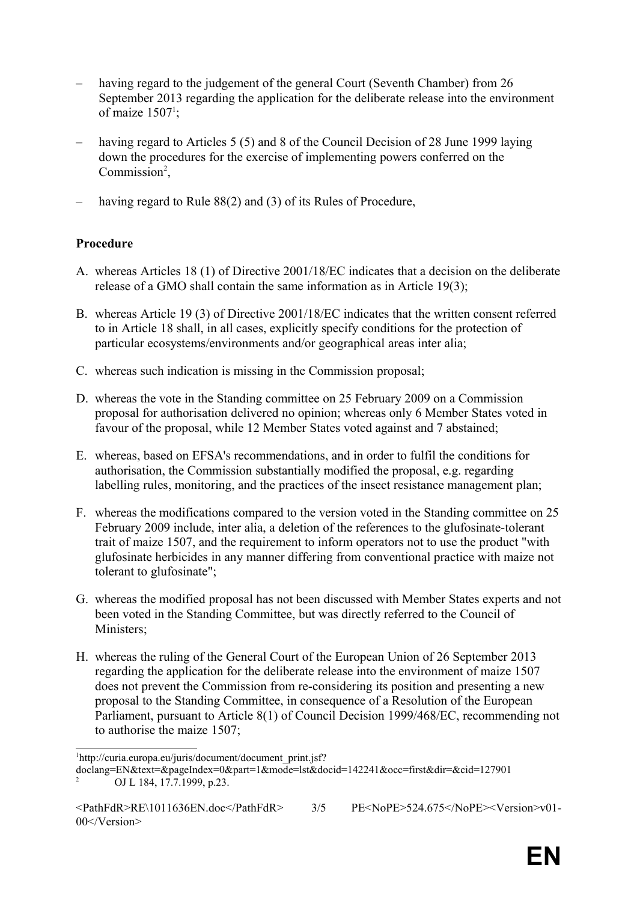– having regard to the judgement of the general Court (Seventh Chamber) from 26 September 2013 regarding the application for the deliberate release into the environment of maize 1507[1];

– having regard to Articles 5 (5) and 8 of the Council Decision of 28 June 1999 laying down the procedures for the exercise of implementing powers conferred on the Commission[2],

– having regard to Rule 88(2) and (3) of its Rules of Procedure,

**Procedure**

A. whereas Articles 18 (1) of Directive 2001/18/EC indicates that a decision on the deliberate release of a GMO shall contain the same information as in Article 19(3);

B. whereas Article 19 (3) of Directive 2001/18/EC indicates that the written consent referred to in Article 18 shall, in all cases, explicitly specify conditions for the protection of particular ecosystems/environments and/or geographical areas inter alia;

C. whereas such indication is missing in the Commission proposal;

D. whereas the vote in the Standing committee on 25 February 2009 on a Commission proposal for authorisation delivered no opinion; whereas only 6 Member States voted in favour of the proposal, while 12 Member States voted against and 7 abstained;

E. whereas, based on EFSA's recommendations, and in order to fulfil the conditions for authorisation, the Commission substantially modified the proposal, e.g. regarding labelling rules, monitoring, and the practices of the insect resistance management plan;

F. whereas the modifications compared to the version voted in the Standing committee on 25 February 2009 include, inter alia, a deletion of the references to the glufosinate-tolerant trait of maize 1507, and the requirement to inform operators not to use the product "with glufosinate herbicides in any manner differing from conventional practice with maize not tolerant to glufosinate";

G. whereas the modified proposal has not been discussed with Member States experts and not been voted in the Standing Committee, but was directly referred to the Council of Ministers;

H. whereas the ruling of the General Court of the European Union of 26 September 2013 regarding the application for the deliberate release into the environment of maize 1507 does not prevent the Commission from re-considering its position and presenting a new proposal to the Standing Committee, in consequence of a Resolution of the European Parliament, pursuant to Article 8(1) of Council Decision 1999/468/EC, recommending not to authorise the maize 1507;

---

[1] http://curia.europa.eu/juris/document/document_print.jsf?doclang=EN&text=&pageIndex=0&part=1&mode=lst&docid=142241&occ=first&dir=&cid=127901

[2] OJ L 184, 17.7.1999, p.23.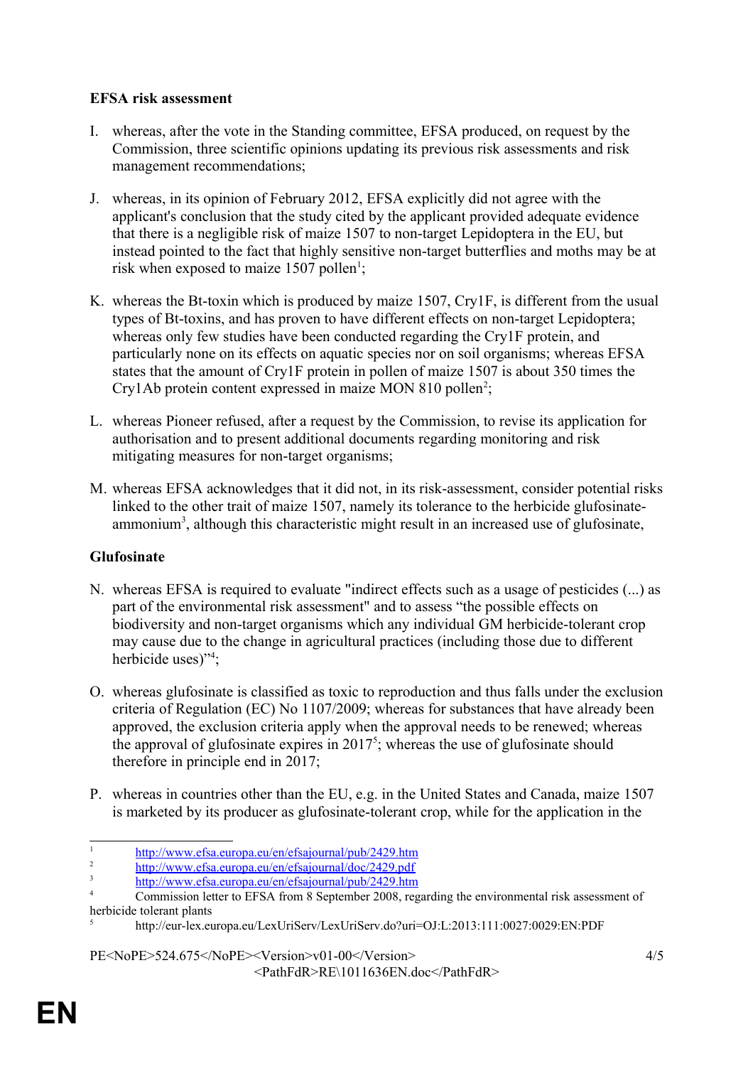**EFSA risk assessment**

I. whereas, after the vote in the Standing committee, EFSA produced, on request by the Commission, three scientific opinions updating its previous risk assessments and risk management recommendations;

J. whereas, in its opinion of February 2012, EFSA explicitly did not agree with the applicant's conclusion that the study cited by the applicant provided adequate evidence that there is a negligible risk of maize 1507 to non-target Lepidoptera in the EU, but instead pointed to the fact that highly sensitive non-target butterflies and moths may be at risk when exposed to maize 1507 pollen[1];

K. whereas the Bt-toxin which is produced by maize 1507, Cry1F, is different from the usual types of Bt-toxins, and has proven to have different effects on non-target Lepidoptera; whereas only few studies have been conducted regarding the Cry1F protein, and particularly none on its effects on aquatic species nor on soil organisms; whereas EFSA states that the amount of Cry1F protein in pollen of maize 1507 is about 350 times the Cry1Ab protein content expressed in maize MON 810 pollen[2];

L. whereas Pioneer refused, after a request by the Commission, to revise its application for authorisation and to present additional documents regarding monitoring and risk mitigating measures for non-target organisms;

M. whereas EFSA acknowledges that it did not, in its risk-assessment, consider potential risks linked to the other trait of maize 1507, namely its tolerance to the herbicide glufosinate-ammonium[3], although this characteristic might result in an increased use of glufosinate,

**Glufosinate**

N. whereas EFSA is required to evaluate "indirect effects such as a usage of pesticides (...) as part of the environmental risk assessment" and to assess "the possible effects on biodiversity and non-target organisms which any individual GM herbicide-tolerant crop may cause due to the change in agricultural practices (including those due to different herbicide uses)"[4];

O. whereas glufosinate is classified as toxic to reproduction and thus falls under the exclusion criteria of Regulation (EC) No 1107/2009; whereas for substances that have already been approved, the exclusion criteria apply when the approval needs to be renewed; whereas the approval of glufosinate expires in 2017[5]; whereas the use of glufosinate should therefore in principle end in 2017;

P. whereas in countries other than the EU, e.g. in the United States and Canada, maize 1507 is marketed by its producer as glufosinate-tolerant crop, while for the application in the

---

[1] http://www.efsa.europa.eu/en/efsajournal/pub/2429.htm

[2] http://www.efsa.europa.eu/en/efsajournal/doc/2429.pdf

[3] http://www.efsa.europa.eu/en/efsajournal/pub/2429.htm

[4] Commission letter to EFSA from 8 September 2008, regarding the environmental risk assessment of herbicide tolerant plants

[5] http://eur-lex.europa.eu/LexUriServ/LexUriServ.do?uri=OJ:L:2013:111:0027:0029:EN:PDF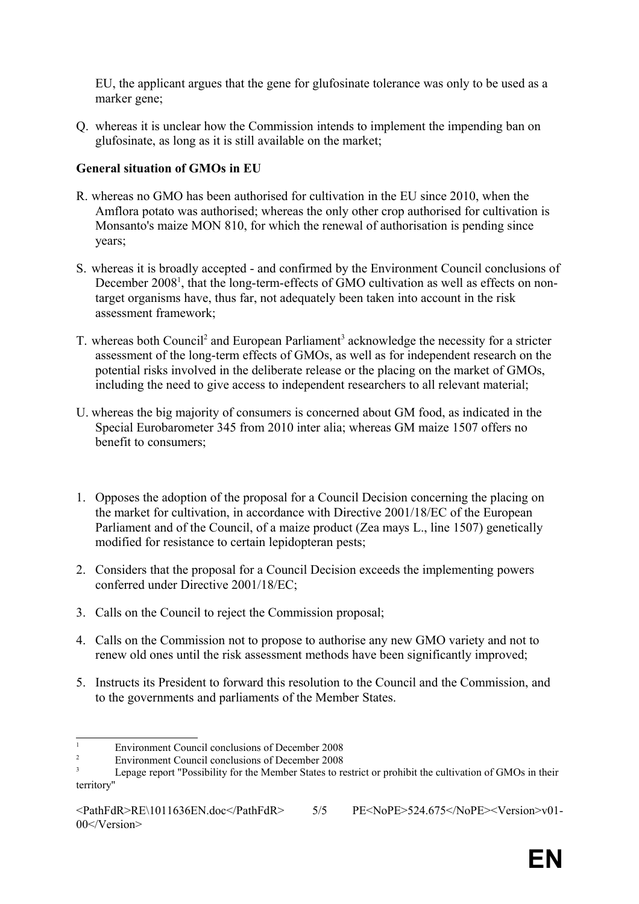EU, the applicant argues that the gene for glufosinate tolerance was only to be used as a marker gene;

Q. whereas it is unclear how the Commission intends to implement the impending ban on glufosinate, as long as it is still available on the market;

**General situation of GMOs in EU**

R. whereas no GMO has been authorised for cultivation in the EU since 2010, when the Amflora potato was authorised; whereas the only other crop authorised for cultivation is Monsanto's maize MON 810, for which the renewal of authorisation is pending since years;

S. whereas it is broadly accepted - and confirmed by the Environment Council conclusions of December 2008[1], that the long-term-effects of GMO cultivation as well as effects on non-target organisms have, thus far, not adequately been taken into account in the risk assessment framework;

T. whereas both Council[2] and European Parliament[3] acknowledge the necessity for a stricter assessment of the long-term effects of GMOs, as well as for independent research on the potential risks involved in the deliberate release or the placing on the market of GMOs, including the need to give access to independent researchers to all relevant material;

U. whereas the big majority of consumers is concerned about GM food, as indicated in the Special Eurobarometer 345 from 2010 inter alia; whereas GM maize 1507 offers no benefit to consumers;

1. Opposes the adoption of the proposal for a Council Decision concerning the placing on the market for cultivation, in accordance with Directive 2001/18/EC of the European Parliament and of the Council, of a maize product (Zea mays L., line 1507) genetically modified for resistance to certain lepidopteran pests;

2. Considers that the proposal for a Council Decision exceeds the implementing powers conferred under Directive 2001/18/EC;

3. Calls on the Council to reject the Commission proposal;

4. Calls on the Commission not to propose to authorise any new GMO variety and not to renew old ones until the risk assessment methods have been significantly improved;

5. Instructs its President to forward this resolution to the Council and the Commission, and to the governments and parliaments of the Member States.

---

[1] Environment Council conclusions of December 2008

[2] Environment Council conclusions of December 2008

[3] Lepage report "Possibility for the Member States to restrict or prohibit the cultivation of GMOs in their territory"